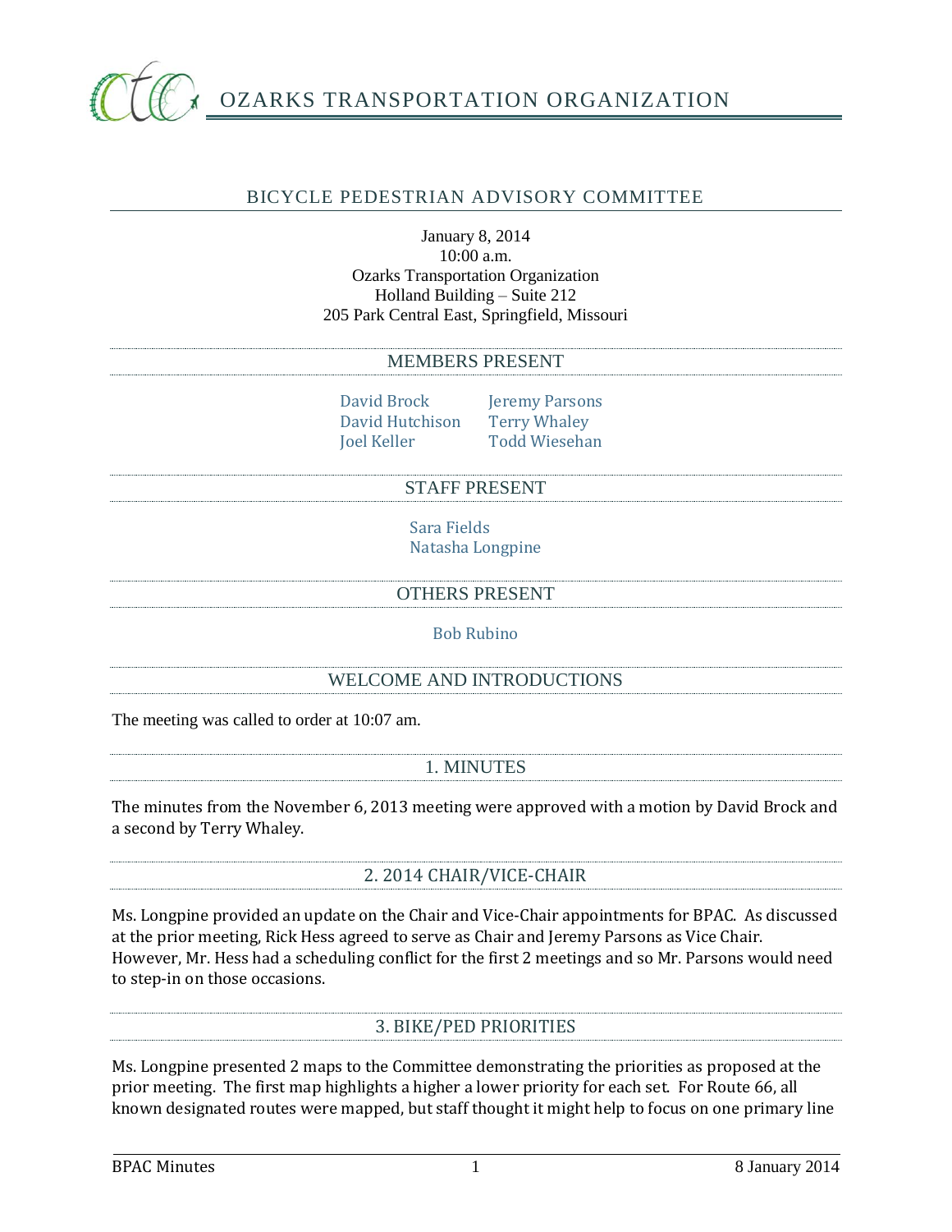# OZARKS TRANSPORTATION ORGANIZATION

## BICYCLE PEDESTRIAN ADVISORY COMMITTEE

January 8, 2014
10:00 a.m.
Ozarks Transportation Organization
Holland Building – Suite 212
205 Park Central East, Springfield, Missouri

## MEMBERS PRESENT

David Brock
David Hutchison
Joel Keller
Jeremy Parsons
Terry Whaley
Todd Wiesehan

## STAFF PRESENT

Sara Fields
Natasha Longpine

## OTHERS PRESENT

Bob Rubino

## WELCOME AND INTRODUCTIONS

The meeting was called to order at 10:07 am.

## 1. MINUTES

The minutes from the November 6, 2013 meeting were approved with a motion by David Brock and a second by Terry Whaley.

## 2. 2014 CHAIR/VICE-CHAIR

Ms. Longpine provided an update on the Chair and Vice-Chair appointments for BPAC. As discussed at the prior meeting, Rick Hess agreed to serve as Chair and Jeremy Parsons as Vice Chair. However, Mr. Hess had a scheduling conflict for the first 2 meetings and so Mr. Parsons would need to step-in on those occasions.

## 3. BIKE/PED PRIORITIES

Ms. Longpine presented 2 maps to the Committee demonstrating the priorities as proposed at the prior meeting. The first map highlights a higher a lower priority for each set. For Route 66, all known designated routes were mapped, but staff thought it might help to focus on one primary line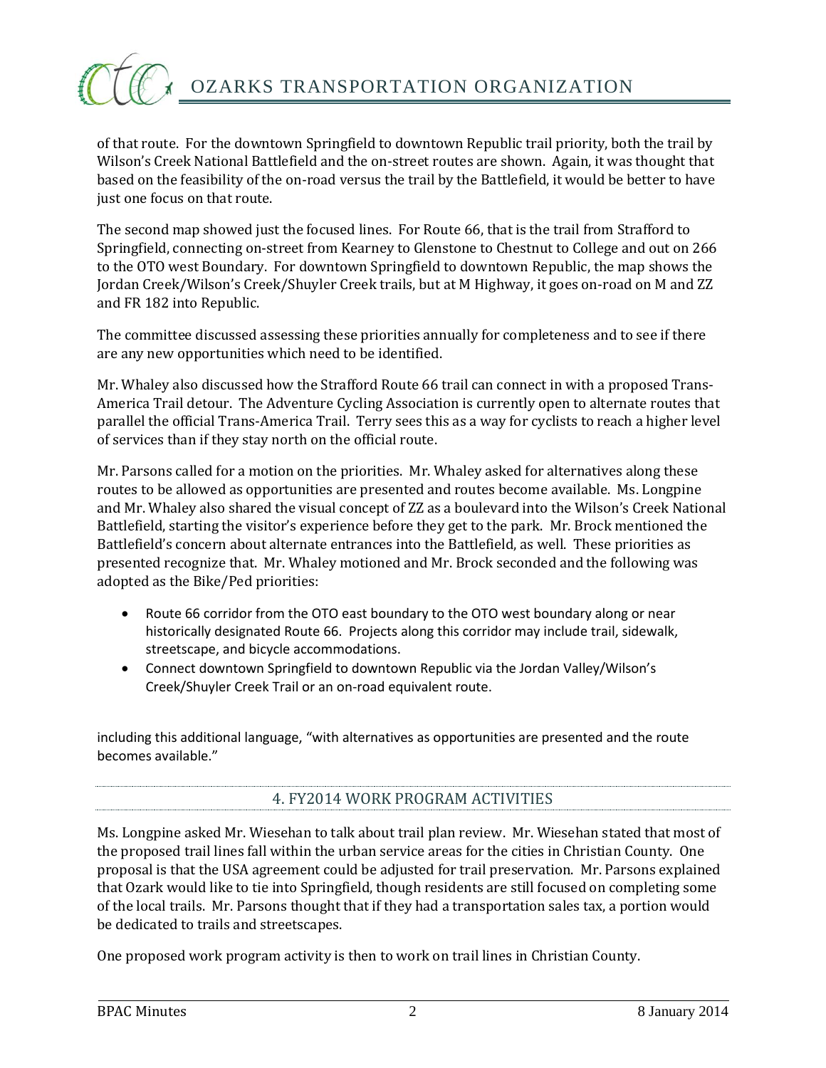of that route. For the downtown Springfield to downtown Republic trail priority, both the trail by Wilson's Creek National Battlefield and the on-street routes are shown. Again, it was thought that based on the feasibility of the on-road versus the trail by the Battlefield, it would be better to have just one focus on that route.

The second map showed just the focused lines. For Route 66, that is the trail from Strafford to Springfield, connecting on-street from Kearney to Glenstone to Chestnut to College and out on 266 to the OTO west Boundary. For downtown Springfield to downtown Republic, the map shows the Jordan Creek/Wilson's Creek/Shuyler Creek trails, but at M Highway, it goes on-road on M and ZZ and FR 182 into Republic.

The committee discussed assessing these priorities annually for completeness and to see if there are any new opportunities which need to be identified.

Mr. Whaley also discussed how the Strafford Route 66 trail can connect in with a proposed Trans-America Trail detour. The Adventure Cycling Association is currently open to alternate routes that parallel the official Trans-America Trail. Terry sees this as a way for cyclists to reach a higher level of services than if they stay north on the official route.

Mr. Parsons called for a motion on the priorities. Mr. Whaley asked for alternatives along these routes to be allowed as opportunities are presented and routes become available. Ms. Longpine and Mr. Whaley also shared the visual concept of ZZ as a boulevard into the Wilson's Creek National Battlefield, starting the visitor's experience before they get to the park. Mr. Brock mentioned the Battlefield's concern about alternate entrances into the Battlefield, as well. These priorities as presented recognize that. Mr. Whaley motioned and Mr. Brock seconded and the following was adopted as the Bike/Ped priorities:

- Route 66 corridor from the OTO east boundary to the OTO west boundary along or near historically designated Route 66. Projects along this corridor may include trail, sidewalk, streetscape, and bicycle accommodations.
- Connect downtown Springfield to downtown Republic via the Jordan Valley/Wilson's Creek/Shuyler Creek Trail or an on-road equivalent route.

including this additional language, "with alternatives as opportunities are presented and the route becomes available."

## 4. FY2014 WORK PROGRAM ACTIVITIES

Ms. Longpine asked Mr. Wiesehan to talk about trail plan review. Mr. Wiesehan stated that most of the proposed trail lines fall within the urban service areas for the cities in Christian County. One proposal is that the USA agreement could be adjusted for trail preservation. Mr. Parsons explained that Ozark would like to tie into Springfield, though residents are still focused on completing some of the local trails. Mr. Parsons thought that if they had a transportation sales tax, a portion would be dedicated to trails and streetscapes.

One proposed work program activity is then to work on trail lines in Christian County.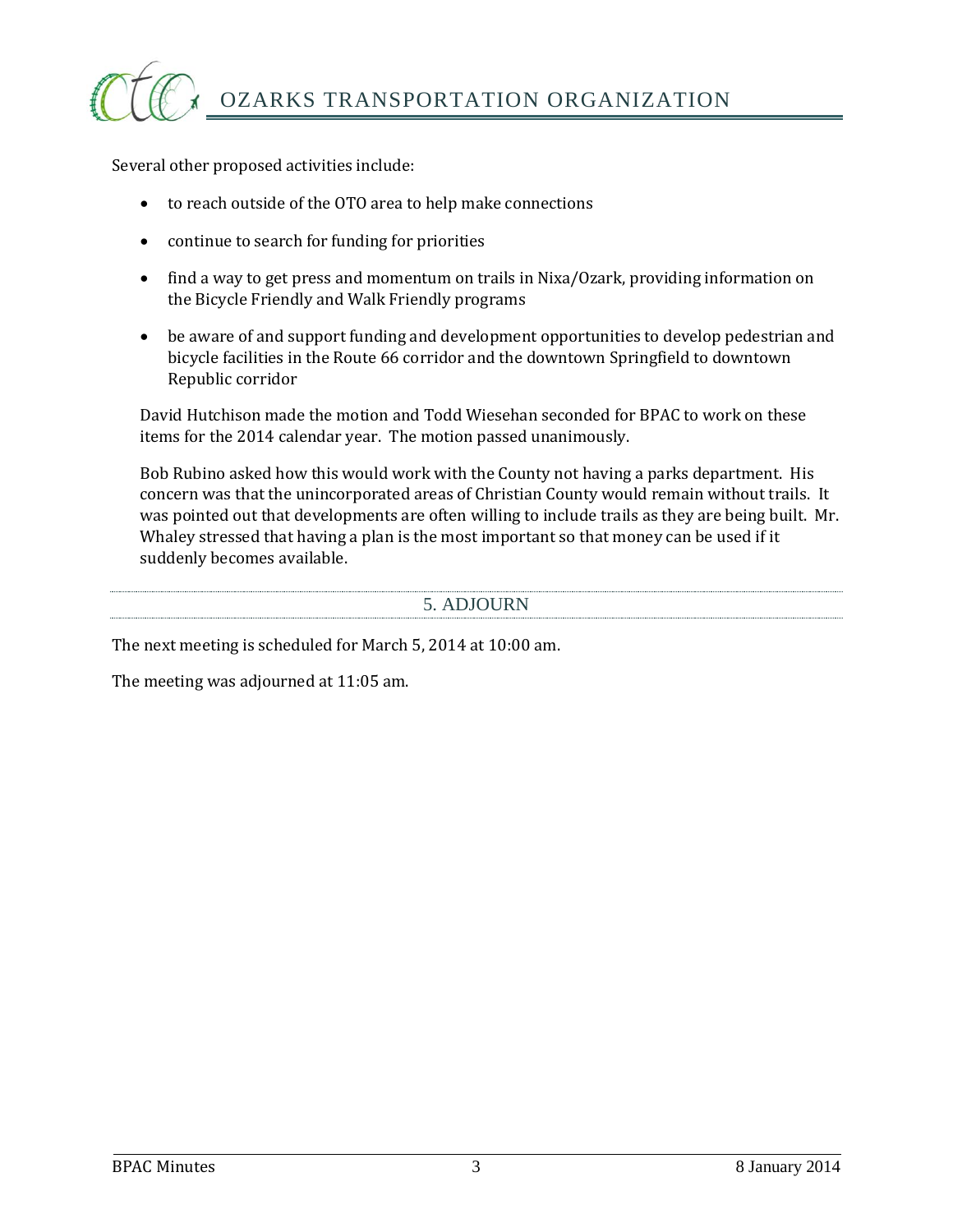Several other proposed activities include:

- to reach outside of the OTO area to help make connections
- continue to search for funding for priorities
- find a way to get press and momentum on trails in Nixa/Ozark, providing information on the Bicycle Friendly and Walk Friendly programs
- be aware of and support funding and development opportunities to develop pedestrian and bicycle facilities in the Route 66 corridor and the downtown Springfield to downtown Republic corridor

David Hutchison made the motion and Todd Wiesehan seconded for BPAC to work on these items for the 2014 calendar year. The motion passed unanimously.

Bob Rubino asked how this would work with the County not having a parks department. His concern was that the unincorporated areas of Christian County would remain without trails. It was pointed out that developments are often willing to include trails as they are being built. Mr. Whaley stressed that having a plan is the most important so that money can be used if it suddenly becomes available.

## 5. ADJOURN

The next meeting is scheduled for March 5, 2014 at 10:00 am.

The meeting was adjourned at 11:05 am.